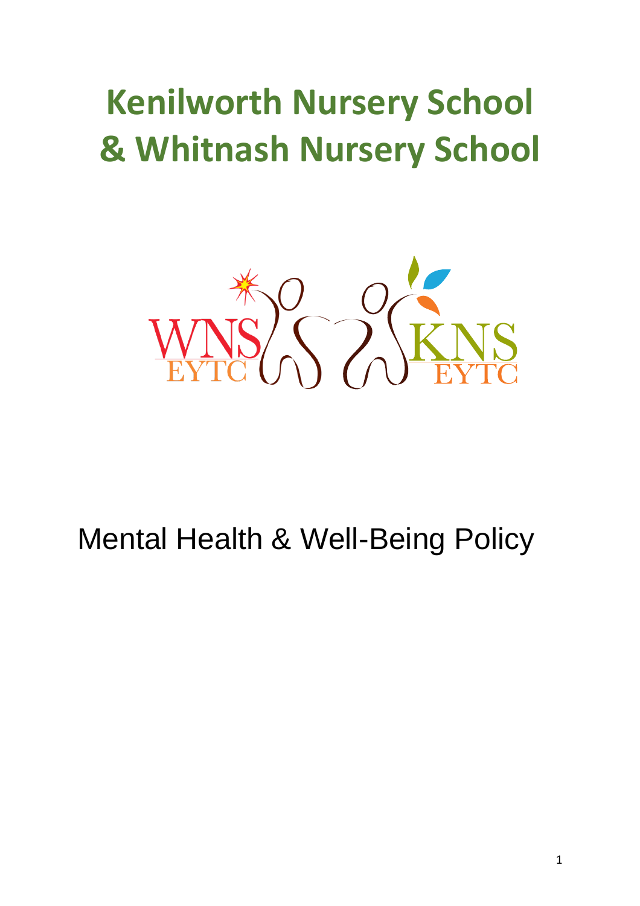# Kenilworth Nursery School & Whitnash Nursery School

WNS EYTC KNS EYTC

Mental Health & Well-Being Policy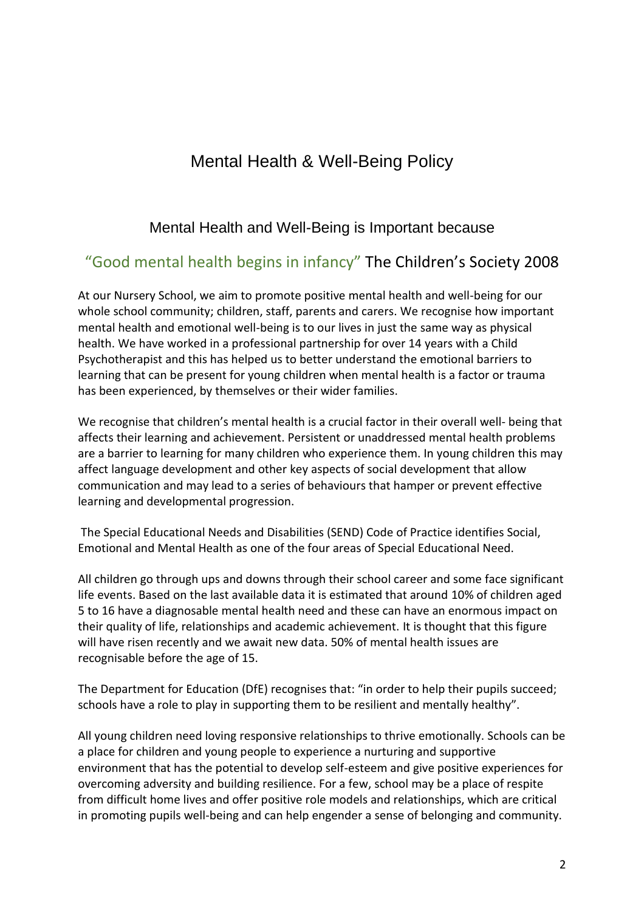# Mental Health & Well-Being Policy

## Mental Health and Well-Being is Important because

### "Good mental health begins in infancy" The Children's Society 2008

At our Nursery School, we aim to promote positive mental health and well-being for our whole school community; children, staff, parents and carers. We recognise how important mental health and emotional well-being is to our lives in just the same way as physical health. We have worked in a professional partnership for over 14 years with a Child Psychotherapist and this has helped us to better understand the emotional barriers to learning that can be present for young children when mental health is a factor or trauma has been experienced, by themselves or their wider families.

We recognise that children's mental health is a crucial factor in their overall well- being that affects their learning and achievement. Persistent or unaddressed mental health problems are a barrier to learning for many children who experience them. In young children this may affect language development and other key aspects of social development that allow communication and may lead to a series of behaviours that hamper or prevent effective learning and developmental progression.

The Special Educational Needs and Disabilities (SEND) Code of Practice identifies Social, Emotional and Mental Health as one of the four areas of Special Educational Need.

All children go through ups and downs through their school career and some face significant life events. Based on the last available data it is estimated that around 10% of children aged 5 to 16 have a diagnosable mental health need and these can have an enormous impact on their quality of life, relationships and academic achievement. It is thought that this figure will have risen recently and we await new data. 50% of mental health issues are recognisable before the age of 15.

The Department for Education (DfE) recognises that: "in order to help their pupils succeed; schools have a role to play in supporting them to be resilient and mentally healthy".

All young children need loving responsive relationships to thrive emotionally. Schools can be a place for children and young people to experience a nurturing and supportive environment that has the potential to develop self-esteem and give positive experiences for overcoming adversity and building resilience. For a few, school may be a place of respite from difficult home lives and offer positive role models and relationships, which are critical in promoting pupils well-being and can help engender a sense of belonging and community.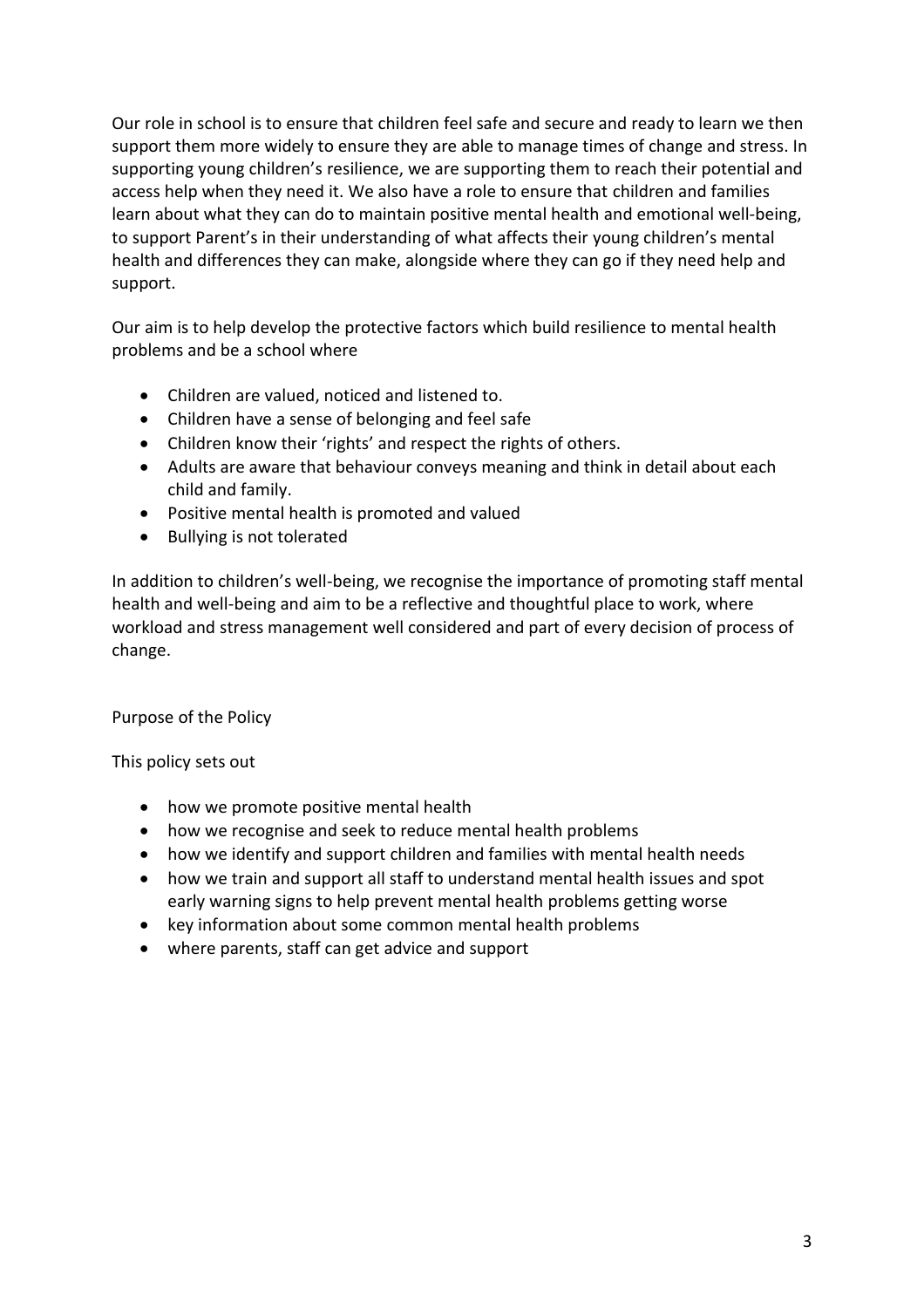Our role in school is to ensure that children feel safe and secure and ready to learn we then support them more widely to ensure they are able to manage times of change and stress. In supporting young children's resilience, we are supporting them to reach their potential and access help when they need it. We also have a role to ensure that children and families learn about what they can do to maintain positive mental health and emotional well-being, to support Parent's in their understanding of what affects their young children's mental health and differences they can make, alongside where they can go if they need help and support.

Our aim is to help develop the protective factors which build resilience to mental health problems and be a school where

- Children are valued, noticed and listened to.
- Children have a sense of belonging and feel safe
- Children know their 'rights' and respect the rights of others.
- Adults are aware that behaviour conveys meaning and think in detail about each child and family.
- Positive mental health is promoted and valued
- Bullying is not tolerated

In addition to children's well-being, we recognise the importance of promoting staff mental health and well-being and aim to be a reflective and thoughtful place to work, where workload and stress management well considered and part of every decision of process of change.

## Purpose of the Policy

This policy sets out

- how we promote positive mental health
- how we recognise and seek to reduce mental health problems
- how we identify and support children and families with mental health needs
- how we train and support all staff to understand mental health issues and spot early warning signs to help prevent mental health problems getting worse
- key information about some common mental health problems
- where parents, staff can get advice and support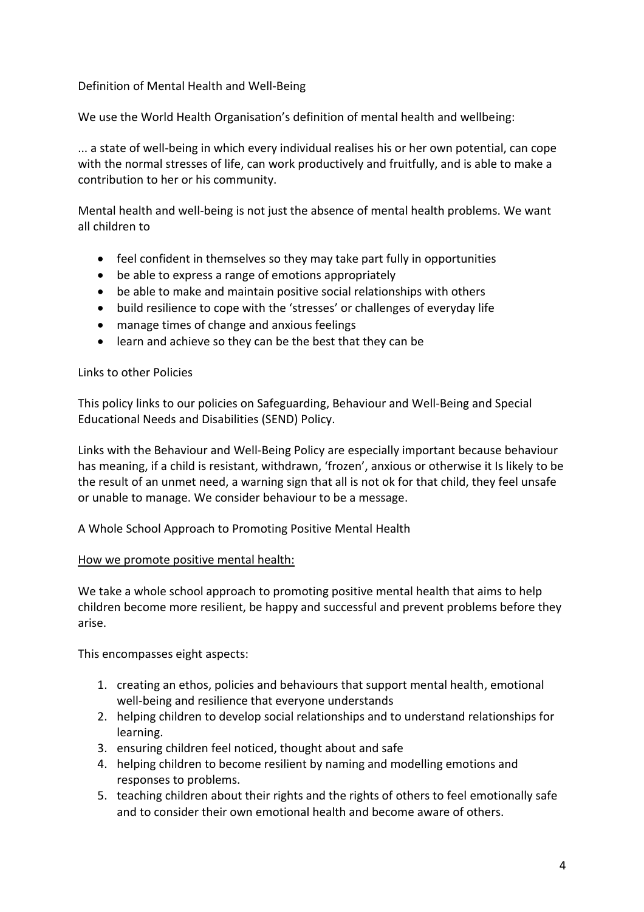## Definition of Mental Health and Well-Being

We use the World Health Organisation's definition of mental health and wellbeing:

... a state of well-being in which every individual realises his or her own potential, can cope with the normal stresses of life, can work productively and fruitfully, and is able to make a contribution to her or his community.

Mental health and well-being is not just the absence of mental health problems. We want all children to

- feel confident in themselves so they may take part fully in opportunities
- be able to express a range of emotions appropriately
- be able to make and maintain positive social relationships with others
- build resilience to cope with the 'stresses' or challenges of everyday life
- manage times of change and anxious feelings
- learn and achieve so they can be the best that they can be

## Links to other Policies

This policy links to our policies on Safeguarding, Behaviour and Well-Being and Special Educational Needs and Disabilities (SEND) Policy.

Links with the Behaviour and Well-Being Policy are especially important because behaviour has meaning, if a child is resistant, withdrawn, 'frozen', anxious or otherwise it Is likely to be the result of an unmet need, a warning sign that all is not ok for that child, they feel unsafe or unable to manage. We consider behaviour to be a message.

## A Whole School Approach to Promoting Positive Mental Health

<u>How we promote positive mental health:</u>

We take a whole school approach to promoting positive mental health that aims to help children become more resilient, be happy and successful and prevent problems before they arise.

This encompasses eight aspects:

1. creating an ethos, policies and behaviours that support mental health, emotional well-being and resilience that everyone understands
2. helping children develop social relationships and to understand relationships for learning.
3. ensuring children feel noticed, thought about and safe
4. helping children to become resilient by naming and modelling emotions and responses to problems.
5. teaching children about their rights and the rights of others to feel emotionally safe and to consider their own emotional health and become aware of others.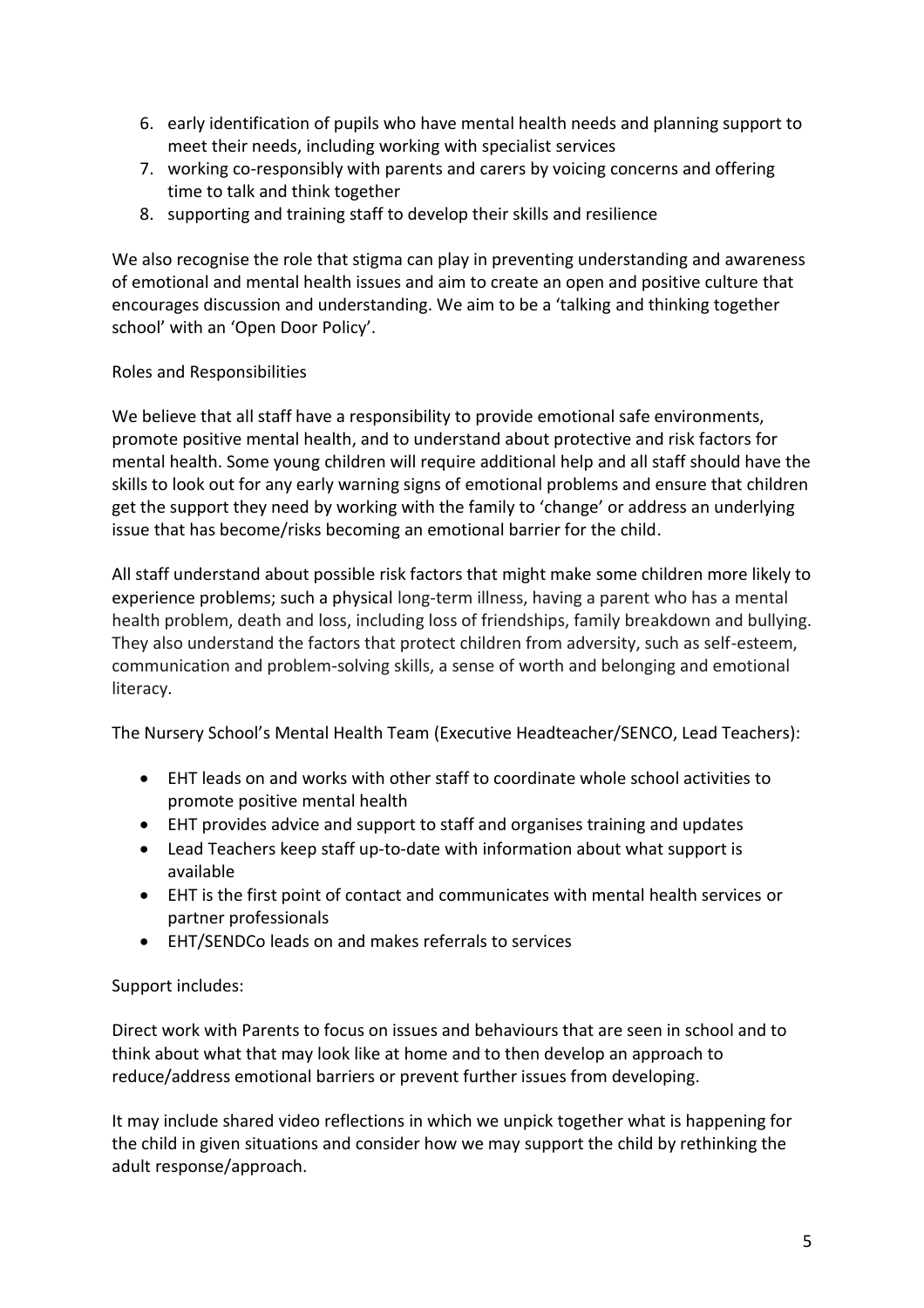6. early identification of pupils who have mental health needs and planning support to meet their needs, including working with specialist services
7. working co-responsibly with parents and carers by voicing concerns and offering time to talk and think together
8. supporting and training staff to develop their skills and resilience

We also recognise the role that stigma can play in preventing understanding and awareness of emotional and mental health issues and aim to create an open and positive culture that encourages discussion and understanding. We aim to be a 'talking and thinking together school' with an 'Open Door Policy'.

## Roles and Responsibilities

We believe that all staff have a responsibility to provide emotional safe environments, promote positive mental health, and to understand about protective and risk factors for mental health. Some young children will require additional help and all staff should have the skills to look out for any early warning signs of emotional problems and ensure that children get the support they need by working with the family to 'change' or address an underlying issue that has become/risks becoming an emotional barrier for the child.

All staff understand about possible risk factors that might make some children more likely to experience problems; such a physical long-term illness, having a parent who has a mental health problem, death and loss, including loss of friendships, family breakdown and bullying. They also understand the factors that protect children from adversity, such as self-esteem, communication and problem-solving skills, a sense of worth and belonging and emotional literacy.

The Nursery School's Mental Health Team (Executive Headteacher/SENCO, Lead Teachers):

- EHT leads on and works with other staff to coordinate whole school activities to promote positive mental health
- EHT provides advice and support to staff and organises training and updates
- Lead Teachers keep staff up-to-date with information about what support is available
- EHT is the first point of contact and communicates with mental health services or partner professionals
- EHT/SENDCo leads on and makes referrals to services

Support includes:

Direct work with Parents to focus on issues and behaviours that are seen in school and to think about what that may look like at home and to then develop an approach to reduce/address emotional barriers or prevent further issues from developing.

It may include shared video reflections in which we unpick together what is happening for the child in given situations and consider how we may support the child by rethinking the adult response/approach.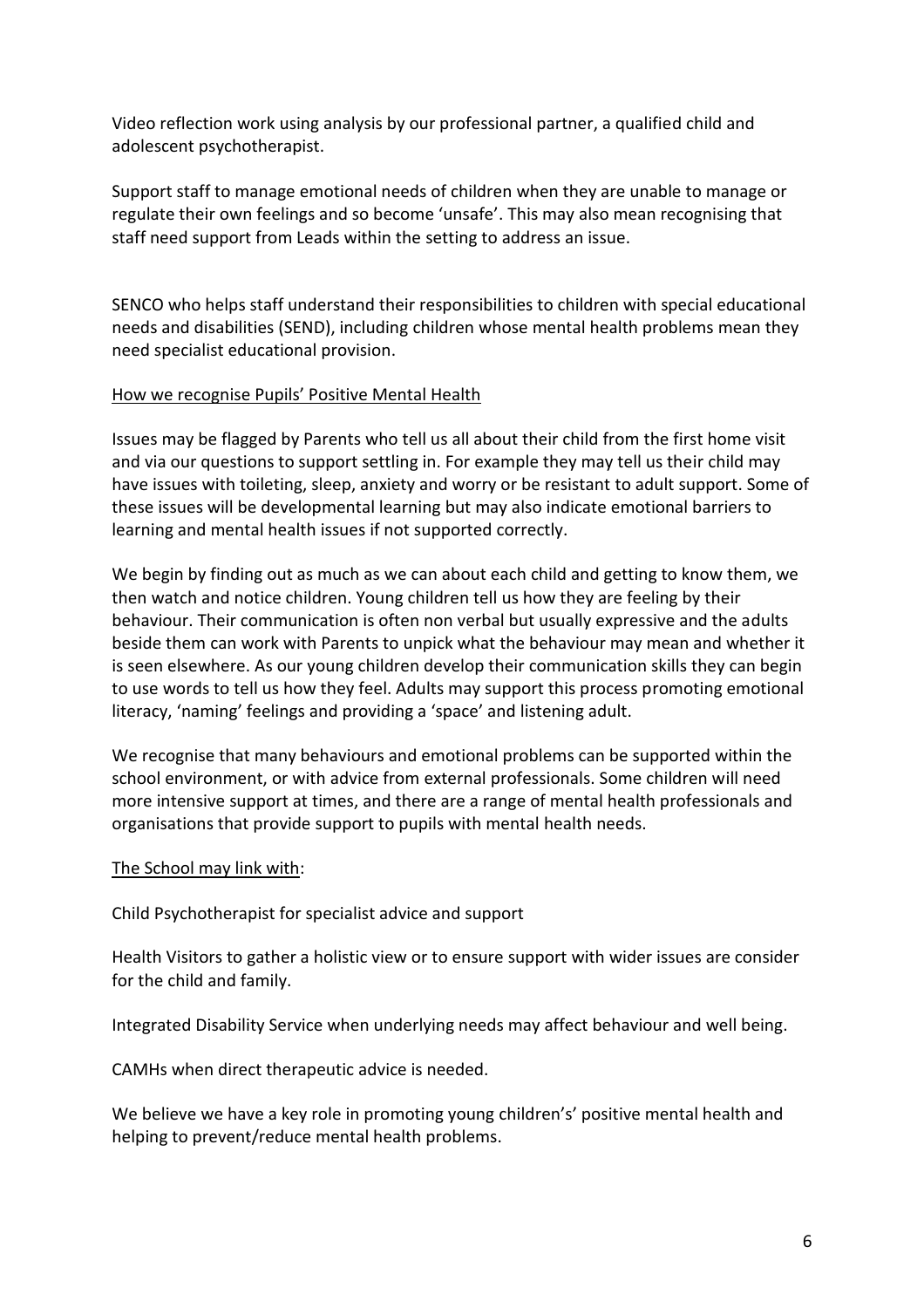Video reflection work using analysis by our professional partner, a qualified child and adolescent psychotherapist.

Support staff to manage emotional needs of children when they are unable to manage or regulate their own feelings and so become 'unsafe'. This may also mean recognising that staff need support from Leads within the setting to address an issue.

SENCO who helps staff understand their responsibilities to children with special educational needs and disabilities (SEND), including children whose mental health problems mean they need specialist educational provision.

<u>How we recognise Pupils' Positive Mental Health</u>

Issues may be flagged by Parents who tell us all about their child from the first home visit and via our questions to support settling in. For example they may tell us their child may have issues with toileting, sleep, anxiety and worry or be resistant to adult support. Some of these issues will be developmental learning but may also indicate emotional barriers to learning and mental health issues if not supported correctly.

We begin by finding out as much as we can about each child and getting to know them, we then watch and notice children. Young children tell us how they are feeling by their behaviour. Their communication is often non verbal but usually expressive and the adults beside them can work with Parents to unpick what the behaviour may mean and whether it is seen elsewhere. As our young children develop their communication skills they can begin to use words to tell us how they feel. Adults may support this process promoting emotional literacy, 'naming' feelings and providing a 'space' and listening adult.

We recognise that many behaviours and emotional problems can be supported within the school environment, or with advice from external professionals. Some children will need more intensive support at times, and there are a range of mental health professionals and organisations that provide support to pupils with mental health needs.

<u>The School may link with</u>:

Child Psychotherapist for specialist advice and support

Health Visitors to gather a holistic view or to ensure support with wider issues are consider for the child and family.

Integrated Disability Service when underlying needs may affect behaviour and well being.

CAMHs when direct therapeutic advice is needed.

We believe we have a key role in promoting young children's' positive mental health and helping to prevent/reduce mental health problems.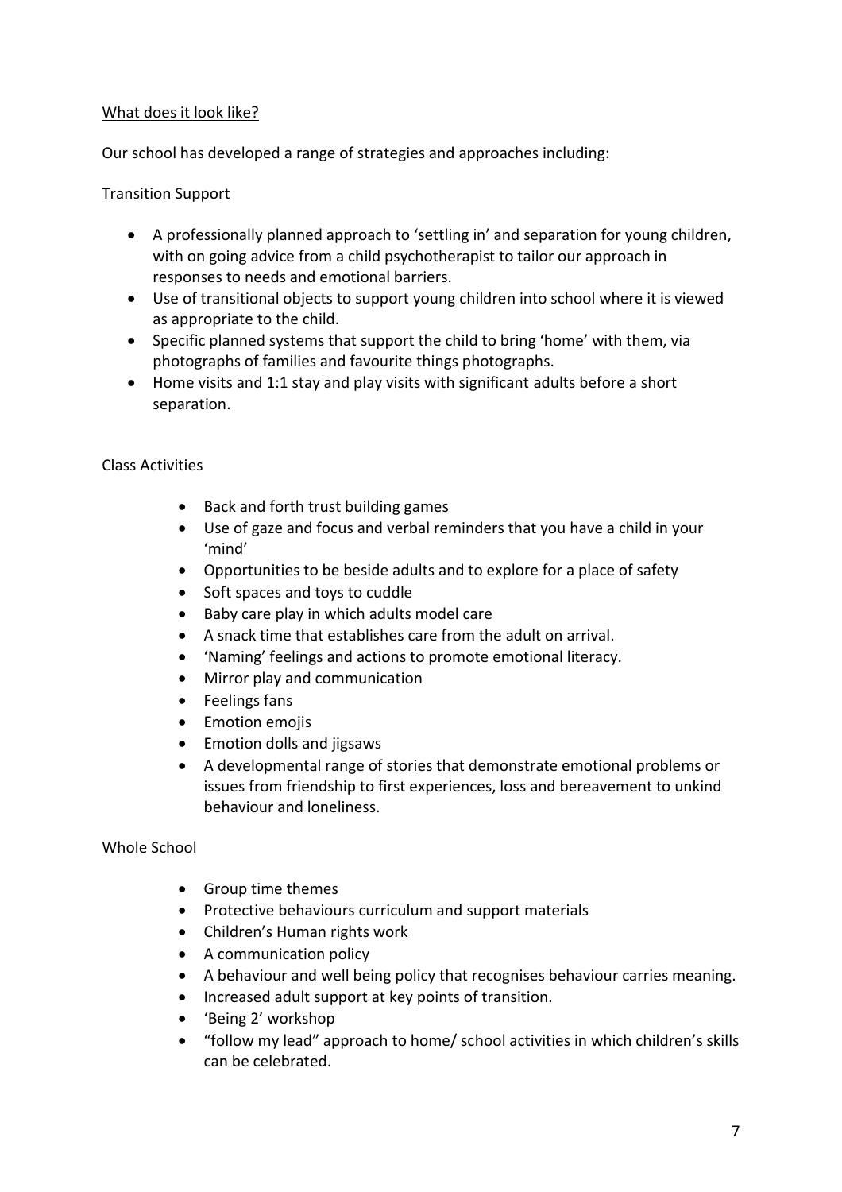What does it look like?

Our school has developed a range of strategies and approaches including:

Transition Support

- A professionally planned approach to 'settling in' and separation for young children, with on going advice from a child psychotherapist to tailor our approach in responses to needs and emotional barriers.
- Use of transitional objects to support young children into school where it is viewed as appropriate to the child.
- Specific planned systems that support the child to bring 'home' with them, via photographs of families and favourite things photographs.
- Home visits and 1:1 stay and play visits with significant adults before a short separation.

Class Activities

- Back and forth trust building games
- Use of gaze and focus and verbal reminders that you have a child in your 'mind'
- Opportunities to be beside adults and to explore for a place of safety
- Soft spaces and toys to cuddle
- Baby care play in which adults model care
- A snack time that establishes care from the adult on arrival.
- 'Naming' feelings and actions to promote emotional literacy.
- Mirror play and communication
- Feelings fans
- Emotion emojis
- Emotion dolls and jigsaws
- A developmental range of stories that demonstrate emotional problems or issues from friendship to first experiences, loss and bereavement to unkind behaviour and loneliness.

Whole School

- Group time themes
- Protective behaviours curriculum and support materials
- Children's Human rights work
- A communication policy
- A behaviour and well being policy that recognises behaviour carries meaning.
- Increased adult support at key points of transition.
- 'Being 2' workshop
- "follow my lead" approach to home/ school activities in which children's skills can be celebrated.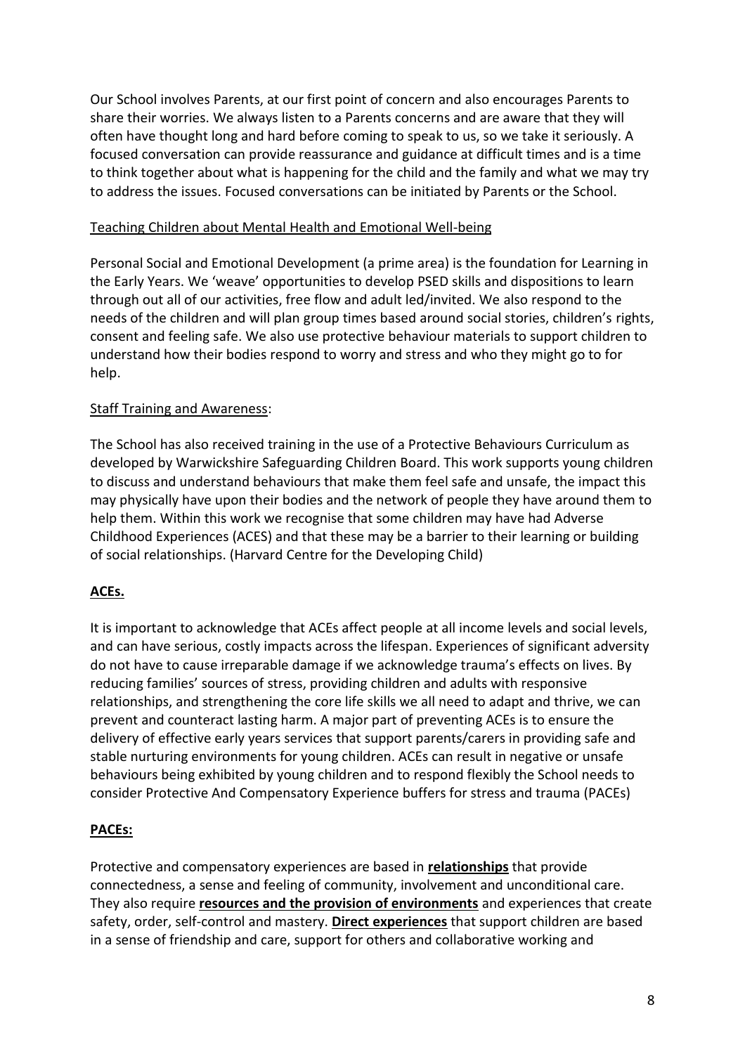Our School involves Parents, at our first point of concern and also encourages Parents to share their worries. We always listen to a Parents concerns and are aware that they will often have thought long and hard before coming to speak to us, so we take it seriously. A focused conversation can provide reassurance and guidance at difficult times and is a time to think together about what is happening for the child and the family and what we may try to address the issues. Focused conversations can be initiated by Parents or the School.

Teaching Children about Mental Health and Emotional Well-being

Personal Social and Emotional Development (a prime area) is the foundation for Learning in the Early Years. We 'weave' opportunities to develop PSED skills and dispositions to learn through out all of our activities, free flow and adult led/invited. We also respond to the needs of the children and will plan group times based around social stories, children's rights, consent and feeling safe. We also use protective behaviour materials to support children to understand how their bodies respond to worry and stress and who they might go to for help.

Staff Training and Awareness:

The School has also received training in the use of a Protective Behaviours Curriculum as developed by Warwickshire Safeguarding Children Board. This work supports young children to discuss and understand behaviours that make them feel safe and unsafe, the impact this may physically have upon their bodies and the network of people they have around them to help them. Within this work we recognise that some children may have had Adverse Childhood Experiences (ACES) and that these may be a barrier to their learning or building of social relationships. (Harvard Centre for the Developing Child)

**ACEs.**

It is important to acknowledge that ACEs affect people at all income levels and social levels, and can have serious, costly impacts across the lifespan. Experiences of significant adversity do not have to cause irreparable damage if we acknowledge trauma's effects on lives. By reducing families' sources of stress, providing children and adults with responsive relationships, and strengthening the core life skills we all need to adapt and thrive, we can prevent and counteract lasting harm. A major part of preventing ACEs is to ensure the delivery of effective early years services that support parents/carers in providing safe and stable nurturing environments for young children. ACEs can result in negative or unsafe behaviours being exhibited by young children and to respond flexibly the School needs to consider Protective And Compensatory Experience buffers for stress and trauma (PACEs)

**PACEs:**

Protective and compensatory experiences are based in **relationships** that provide connectedness, a sense and feeling of community, involvement and unconditional care. They also require **resources and the provision of environments** and experiences that create safety, order, self-control and mastery. **Direct experiences** that support children are based in a sense of friendship and care, support for others and collaborative working and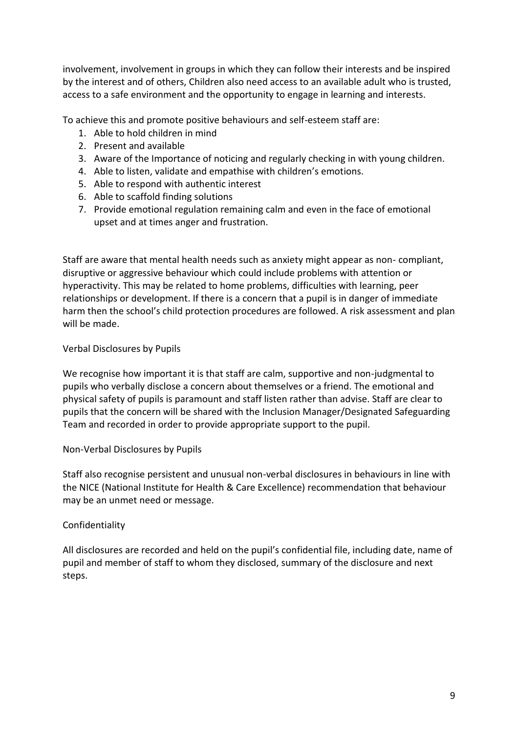involvement, involvement in groups in which they can follow their interests and be inspired by the interest and of others, Children also need access to an available adult who is trusted, access to a safe environment and the opportunity to engage in learning and interests.

To achieve this and promote positive behaviours and self-esteem staff are:

1. Able to hold children in mind
2. Present and available
3. Aware of the Importance of noticing and regularly checking in with young children.
4. Able to listen, validate and empathise with children's emotions.
5. Able to respond with authentic interest
6. Able to scaffold finding solutions
7. Provide emotional regulation remaining calm and even in the face of emotional upset and at times anger and frustration.

Staff are aware that mental health needs such as anxiety might appear as non- compliant, disruptive or aggressive behaviour which could include problems with attention or hyperactivity. This may be related to home problems, difficulties with learning, peer relationships or development. If there is a concern that a pupil is in danger of immediate harm then the school's child protection procedures are followed. A risk assessment and plan will be made.

Verbal Disclosures by Pupils

We recognise how important it is that staff are calm, supportive and non-judgmental to pupils who verbally disclose a concern about themselves or a friend. The emotional and physical safety of pupils is paramount and staff listen rather than advise. Staff are clear to pupils that the concern will be shared with the Inclusion Manager/Designated Safeguarding Team and recorded in order to provide appropriate support to the pupil.

Non-Verbal Disclosures by Pupils

Staff also recognise persistent and unusual non-verbal disclosures in behaviours in line with the NICE (National Institute for Health & Care Excellence) recommendation that behaviour may be an unmet need or message.

Confidentiality

All disclosures are recorded and held on the pupil's confidential file, including date, name of pupil and member of staff to whom they disclosed, summary of the disclosure and next steps.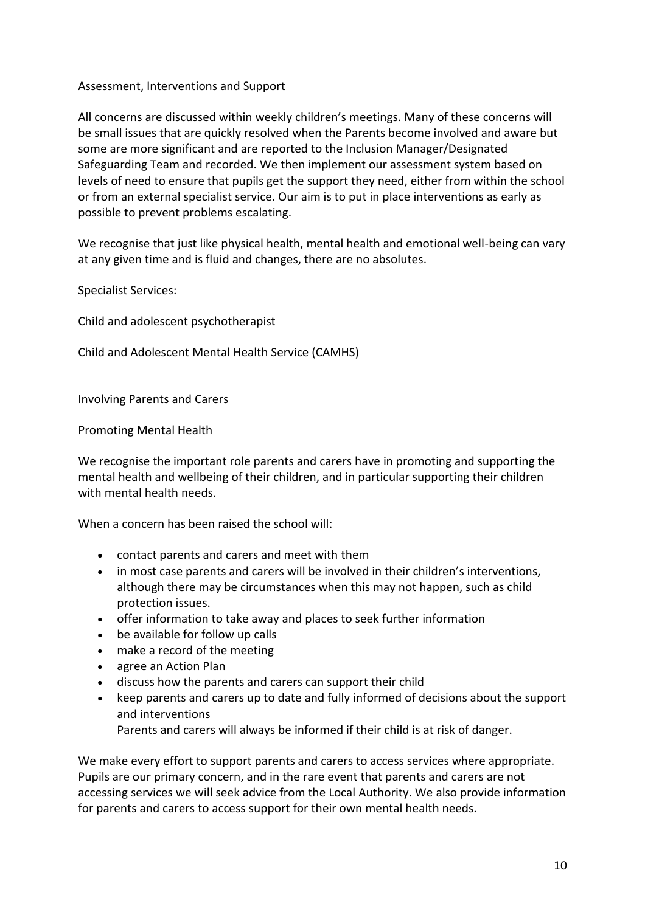## Assessment, Interventions and Support

All concerns are discussed within weekly children's meetings. Many of these concerns will be small issues that are quickly resolved when the Parents become involved and aware but some are more significant and are reported to the Inclusion Manager/Designated Safeguarding Team and recorded. We then implement our assessment system based on levels of need to ensure that pupils get the support they need, either from within the school or from an external specialist service. Our aim is to put in place interventions as early as possible to prevent problems escalating.

We recognise that just like physical health, mental health and emotional well-being can vary at any given time and is fluid and changes, there are no absolutes.

Specialist Services:

Child and adolescent psychotherapist

Child and Adolescent Mental Health Service (CAMHS)

## Involving Parents and Carers

### Promoting Mental Health

We recognise the important role parents and carers have in promoting and supporting the mental health and wellbeing of their children, and in particular supporting their children with mental health needs.

When a concern has been raised the school will:

- contact parents and carers and meet with them
- in most case parents and carers will be involved in their children's interventions, although there may be circumstances when this may not happen, such as child protection issues.
- offer information to take away and places to seek further information
- be available for follow up calls
- make a record of the meeting
- agree an Action Plan
- discuss how the parents and carers can support their child
- keep parents and carers up to date and fully informed of decisions about the support and interventions

  Parents and carers will always be informed if their child is at risk of danger.

We make every effort to support parents and carers to access services where appropriate. Pupils are our primary concern, and in the rare event that parents and carers are not accessing services we will seek advice from the Local Authority. We also provide information for parents and carers to access support for their own mental health needs.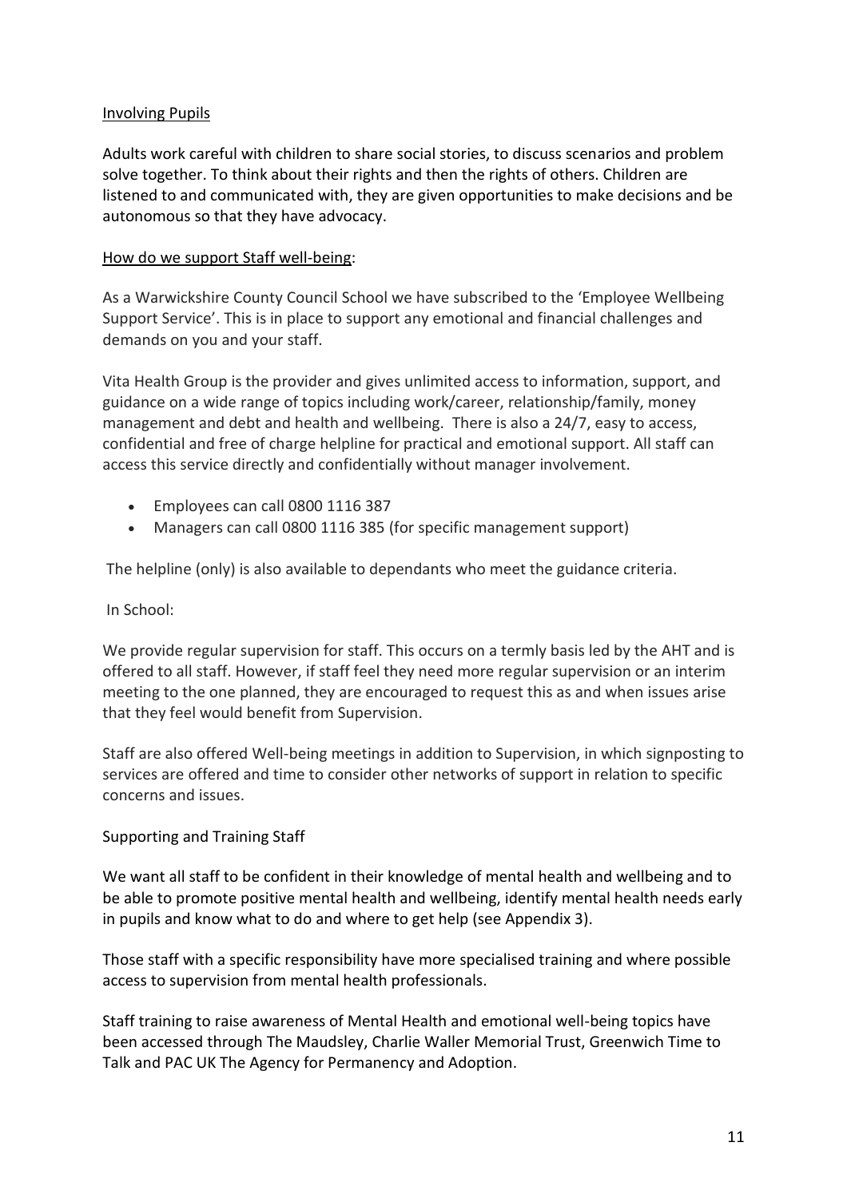## Involving Pupils

Adults work careful with children to share social stories, to discuss scenarios and problem solve together. To think about their rights and then the rights of others. Children are listened to and communicated with, they are given opportunities to make decisions and be autonomous so that they have advocacy.

## How do we support Staff well-being:

As a Warwickshire County Council School we have subscribed to the 'Employee Wellbeing Support Service'. This is in place to support any emotional and financial challenges and demands on you and your staff.

Vita Health Group is the provider and gives unlimited access to information, support, and guidance on a wide range of topics including work/career, relationship/family, money management and debt and health and wellbeing. There is also a 24/7, easy to access, confidential and free of charge helpline for practical and emotional support. All staff can access this service directly and confidentially without manager involvement.

- Employees can call 0800 1116 387
- Managers can call 0800 1116 385 (for specific management support)

The helpline (only) is also available to dependants who meet the guidance criteria.

In School:

We provide regular supervision for staff. This occurs on a termly basis led by the AHT and is offered to all staff. However, if staff feel they need more regular supervision or an interim meeting to the one planned, they are encouraged to request this as and when issues arise that they feel would benefit from Supervision.

Staff are also offered Well-being meetings in addition to Supervision, in which signposting to services are offered and time to consider other networks of support in relation to specific concerns and issues.

## Supporting and Training Staff

We want all staff to be confident in their knowledge of mental health and wellbeing and to be able to promote positive mental health and wellbeing, identify mental health needs early in pupils and know what to do and where to get help (see Appendix 3).

Those staff with a specific responsibility have more specialised training and where possible access to supervision from mental health professionals.

Staff training to raise awareness of Mental Health and emotional well-being topics have been accessed through The Maudsley, Charlie Waller Memorial Trust, Greenwich Time to Talk and PAC UK The Agency for Permanency and Adoption.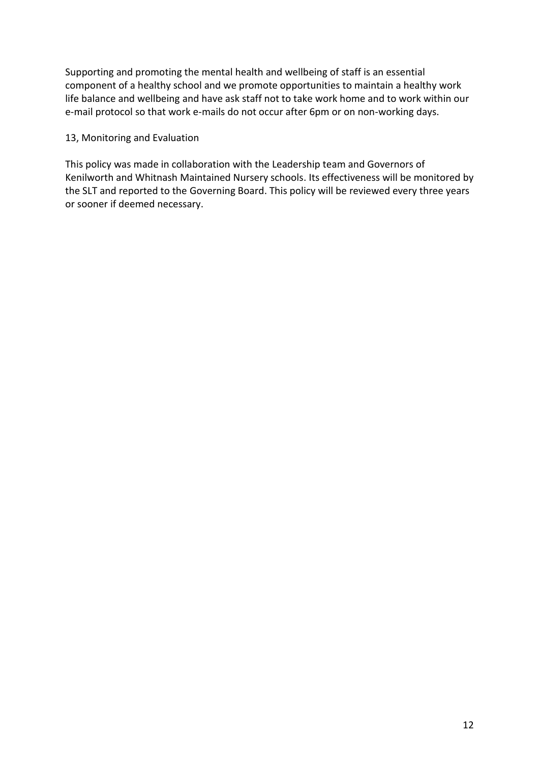Supporting and promoting the mental health and wellbeing of staff is an essential component of a healthy school and we promote opportunities to maintain a healthy work life balance and wellbeing and have ask staff not to take work home and to work within our e-mail protocol so that work e-mails do not occur after 6pm or on non-working days.

## 13, Monitoring and Evaluation

This policy was made in collaboration with the Leadership team and Governors of Kenilworth and Whitnash Maintained Nursery schools. Its effectiveness will be monitored by the SLT and reported to the Governing Board. This policy will be reviewed every three years or sooner if deemed necessary.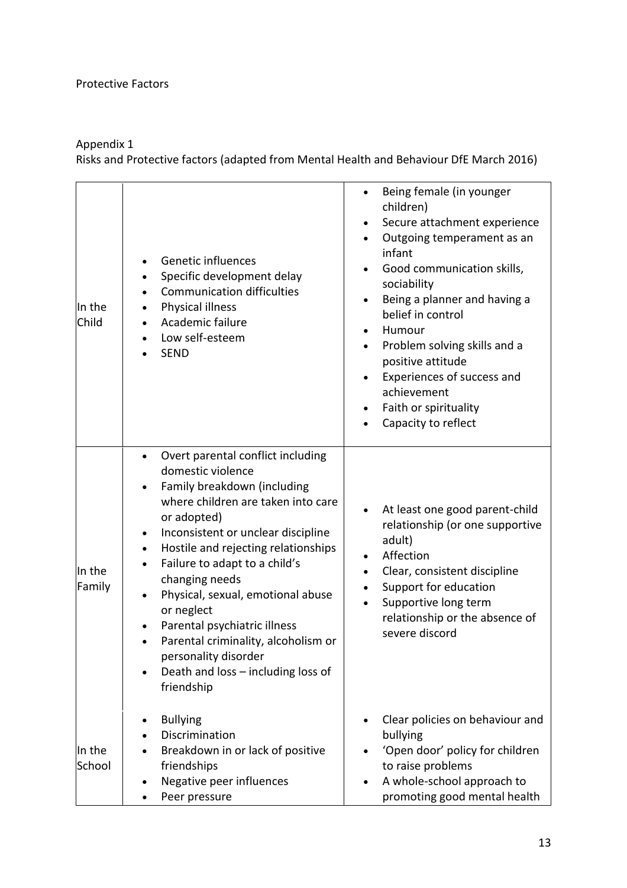Protective Factors

Appendix 1

Risks and Protective factors (adapted from Mental Health and Behaviour DfE March 2016)

| | | |
|---|---|---|
| In the Child | • Genetic influences<br>• Specific development delay<br>• Communication difficulties<br>• Physical illness<br>• Academic failure<br>• Low self-esteem<br>• SEND | • Being female (in younger children)<br>• Secure attachment experience<br>• Outgoing temperament as an infant<br>• Good communication skills, sociability<br>• Being a planner and having a belief in control<br>• Humour<br>• Problem solving skills and a positive attitude<br>• Experiences of success and achievement<br>• Faith or spirituality<br>• Capacity to reflect |
| In the Family | • Overt parental conflict including domestic violence<br>• Family breakdown (including where children are taken into care or adopted)<br>• Inconsistent or unclear discipline<br>• Hostile and rejecting relationships<br>• Failure to adapt to a child's changing needs<br>• Physical, sexual, emotional abuse or neglect<br>• Parental psychiatric illness<br>• Parental criminality, alcoholism or personality disorder<br>• Death and loss – including loss of friendship | • At least one good parent-child relationship (or one supportive adult)<br>• Affection<br>• Clear, consistent discipline<br>• Support for education<br>• Supportive long term relationship or the absence of severe discord |
| In the School | • Bullying<br>• Discrimination<br>• Breakdown in or lack of positive friendships<br>• Negative peer influences<br>• Peer pressure | • Clear policies on behaviour and bullying<br>• 'Open door' policy for children to raise problems<br>• A whole-school approach to promoting good mental health |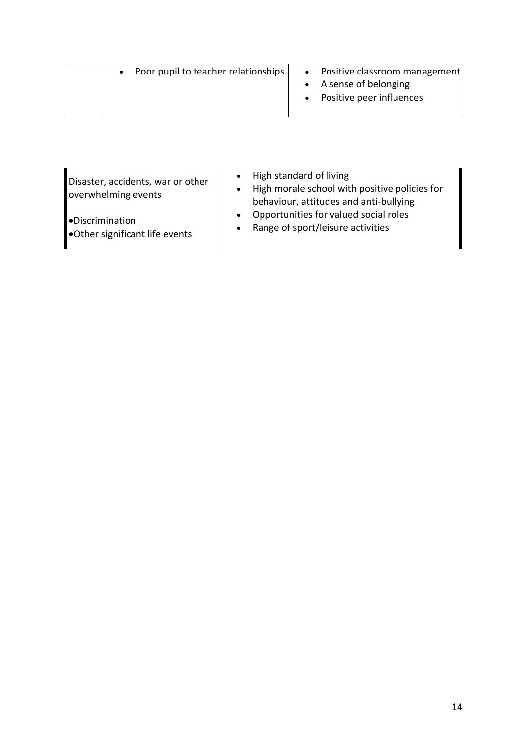|  |  |  |
| --- | --- | --- |
|  | • Poor pupil to teacher relationships | • Positive classroom management<br>• A sense of belonging<br>• Positive peer influences |

|  |  |
| --- | --- |
| Disaster, accidents, war or other overwhelming events<br><br>• Discrimination<br>• Other significant life events | • High standard of living<br>• High morale school with positive policies for behaviour, attitudes and anti-bullying<br>• Opportunities for valued social roles<br>• Range of sport/leisure activities |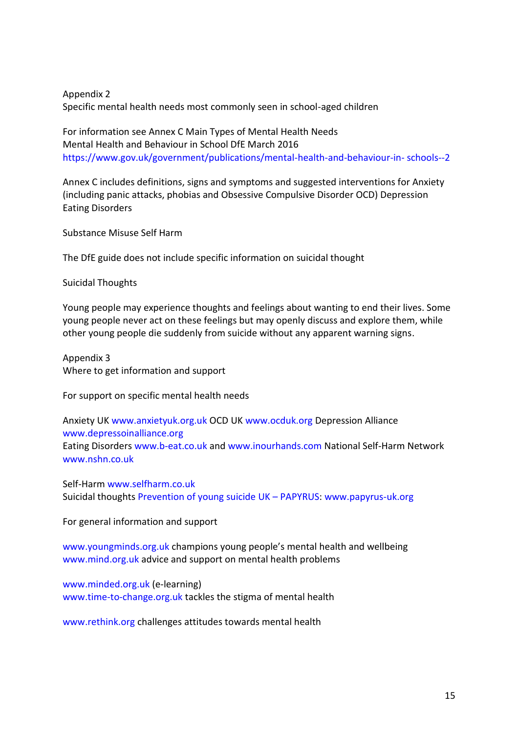## Appendix 2
Specific mental health needs most commonly seen in school-aged children

For information see Annex C Main Types of Mental Health Needs
Mental Health and Behaviour in School DfE March 2016
https://www.gov.uk/government/publications/mental-health-and-behaviour-in- schools--2

Annex C includes definitions, signs and symptoms and suggested interventions for Anxiety (including panic attacks, phobias and Obsessive Compulsive Disorder OCD) Depression Eating Disorders

Substance Misuse Self Harm

The DfE guide does not include specific information on suicidal thought

Suicidal Thoughts

Young people may experience thoughts and feelings about wanting to end their lives. Some young people never act on these feelings but may openly discuss and explore them, while other young people die suddenly from suicide without any apparent warning signs.

## Appendix 3
Where to get information and support

For support on specific mental health needs

Anxiety UK www.anxietyuk.org.uk OCD UK www.ocduk.org Depression Alliance www.depressoinalliance.org
Eating Disorders www.b-eat.co.uk and www.inourhands.com National Self-Harm Network www.nshn.co.uk

Self-Harm www.selfharm.co.uk
Suicidal thoughts Prevention of young suicide UK – PAPYRUS: www.papyrus-uk.org

For general information and support

www.youngminds.org.uk champions young people's mental health and wellbeing
www.mind.org.uk advice and support on mental health problems

www.minded.org.uk (e-learning)
www.time-to-change.org.uk tackles the stigma of mental health

www.rethink.org challenges attitudes towards mental health